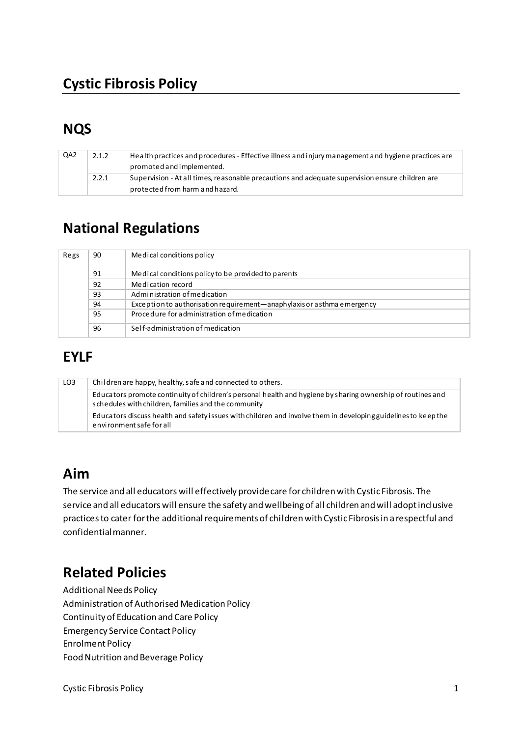# Cystic Fibrosis Policy

## NQS

| | | |
|---|---|---|
| QA2 | 2.1.2 | Health practices and procedures - Effective illness and injury management and hygiene practices are promoted and implemented. |
| | 2.2.1 | Supervision - At all times, reasonable precautions and adequate supervision ensure children are protected from harm and hazard. |

## National Regulations

| | | |
|---|---|---|
| Regs | 90 | Medical conditions policy |
| | 91 | Medical conditions policy to be provided to parents |
| | 92 | Medication record |
| | 93 | Administration of medication |
| | 94 | Exception to authorisation requirement—anaphylaxis or asthma emergency |
| | 95 | Procedure for administration of medication |
| | 96 | Self-administration of medication |

## EYLF

| | |
|---|---|
| LO3 | Children are happy, healthy, safe and connected to others. |
| | Educators promote continuity of children's personal health and hygiene by sharing ownership of routines and schedules with children, families and the community |
| | Educators discuss health and safety issues with children and involve them in developing guidelines to keep the environment safe for all |

## Aim

The service and all educators will effectively provide care for children with Cystic Fibrosis. The service and all educators will ensure the safety and wellbeing of all children and will adopt inclusive practices to cater for the additional requirements of children with Cystic Fibrosis in a respectful and confidential manner.

## Related Policies

Additional Needs Policy
Administration of Authorised Medication Policy
Continuity of Education and Care Policy
Emergency Service Contact Policy
Enrolment Policy
Food Nutrition and Beverage Policy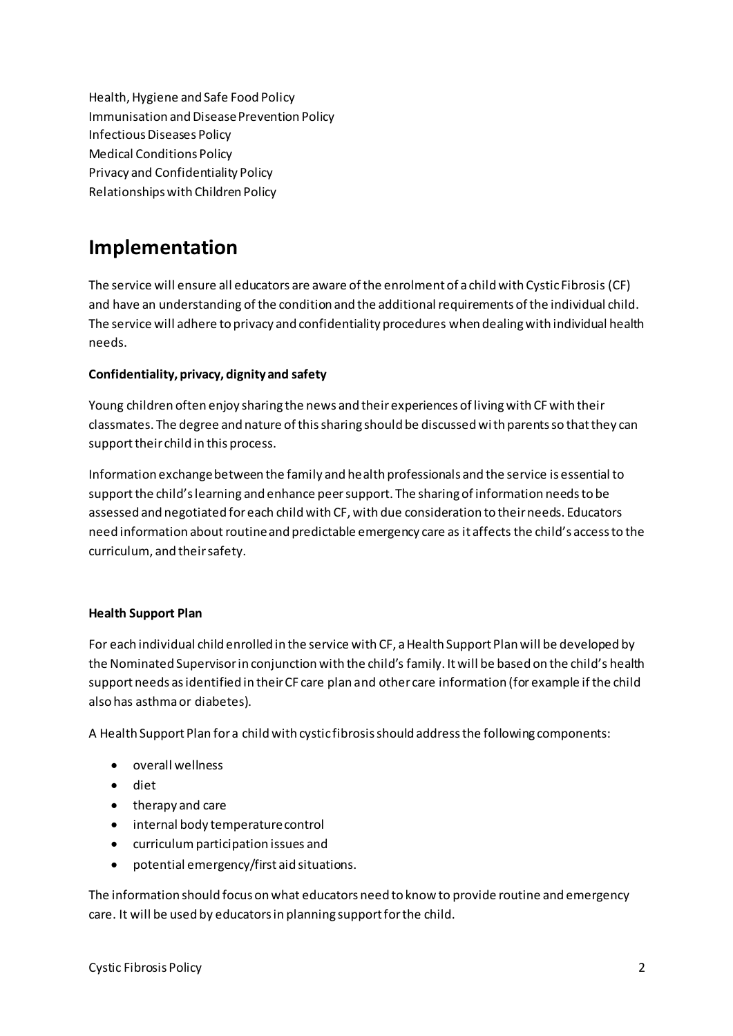Health, Hygiene and Safe Food Policy
Immunisation and Disease Prevention Policy
Infectious Diseases Policy
Medical Conditions Policy
Privacy and Confidentiality Policy
Relationships with Children Policy

## Implementation

The service will ensure all educators are aware of the enrolment of a child with Cystic Fibrosis (CF) and have an understanding of the condition and the additional requirements of the individual child. The service will adhere to privacy and confidentiality procedures when dealing with individual health needs.

**Confidentiality, privacy, dignity and safety**

Young children often enjoy sharing the news and their experiences of living with CF with their classmates. The degree and nature of this sharing should be discussed with parents so that they can support their child in this process.

Information exchange between the family and health professionals and the service is essential to support the child's learning and enhance peer support. The sharing of information needs to be assessed and negotiated for each child with CF, with due consideration to their needs. Educators need information about routine and predictable emergency care as it affects the child's access to the curriculum, and their safety.

**Health Support Plan**

For each individual child enrolled in the service with CF, a Health Support Plan will be developed by the Nominated Supervisor in conjunction with the child's family. It will be based on the child's health support needs as identified in their CF care plan and other care information (for example if the child also has asthma or diabetes).

A Health Support Plan for a child with cystic fibrosis should address the following components:

- overall wellness
- diet
- therapy and care
- internal body temperature control
- curriculum participation issues and
- potential emergency/first aid situations.

The information should focus on what educators need to know to provide routine and emergency care. It will be used by educators in planning support for the child.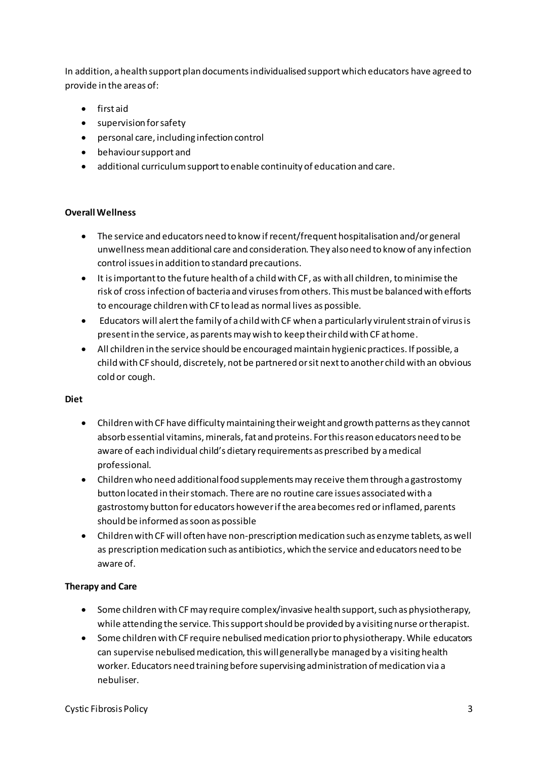In addition, a health support plan documents individualised support which educators have agreed to provide in the areas of:

- first aid
- supervision for safety
- personal care, including infection control
- behaviour support and
- additional curriculum support to enable continuity of education and care.

**Overall Wellness**

- The service and educators need to know if recent/frequent hospitalisation and/or general unwellness mean additional care and consideration. They also need to know of any infection control issues in addition to standard precautions.
- It is important to the future health of a child with CF, as with all children, to minimise the risk of cross infection of bacteria and viruses from others. This must be balanced with efforts to encourage children with CF to lead as normal lives as possible.
- Educators will alert the family of a child with CF when a particularly virulent strain of virus is present in the service, as parents may wish to keep their child with CF at home.
- All children in the service should be encouraged maintain hygienic practices. If possible, a child with CF should, discretely, not be partnered or sit next to another child with an obvious cold or cough.

**Diet**

- Children with CF have difficulty maintaining their weight and growth patterns as they cannot absorb essential vitamins, minerals, fat and proteins. For this reason educators need to be aware of each individual child's dietary requirements as prescribed by a medical professional.
- Children who need additional food supplements may receive them through a gastrostomy button located in their stomach. There are no routine care issues associated with a gastrostomy button for educators however if the area becomes red or inflamed, parents should be informed as soon as possible
- Children with CF will often have non-prescription medication such as enzyme tablets, as well as prescription medication such as antibiotics, which the service and educators need to be aware of.

**Therapy and Care**

- Some children with CF may require complex/invasive health support, such as physiotherapy, while attending the service. This support should be provided by a visiting nurse or therapist.
- Some children with CF require nebulised medication prior to physiotherapy. While educators can supervise nebulised medication, this will generally be managed by a visiting health worker. Educators need training before supervising administration of medication via a nebuliser.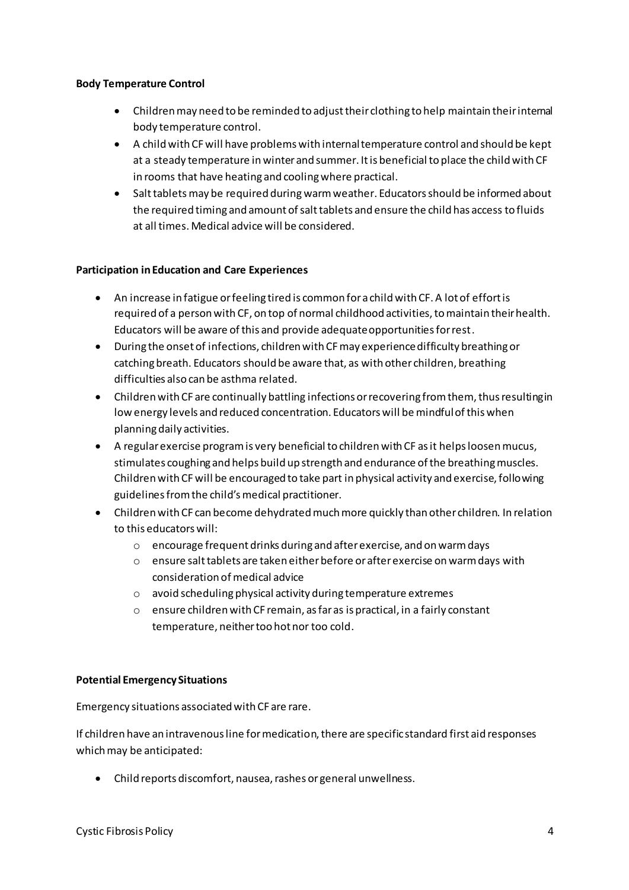**Body Temperature Control**

- Children may need to be reminded to adjust their clothing to help maintain their internal body temperature control.
- A child with CF will have problems with internal temperature control and should be kept at a steady temperature in winter and summer. It is beneficial to place the child with CF in rooms that have heating and cooling where practical.
- Salt tablets may be required during warm weather. Educators should be informed about the required timing and amount of salt tablets and ensure the child has access to fluids at all times. Medical advice will be considered.

**Participation in Education and Care Experiences**

- An increase in fatigue or feeling tired is common for a child with CF. A lot of effort is required of a person with CF, on top of normal childhood activities, to maintain their health. Educators will be aware of this and provide adequate opportunities for rest.
- During the onset of infections, children with CF may experience difficulty breathing or catching breath. Educators should be aware that, as with other children, breathing difficulties also can be asthma related.
- Children with CF are continually battling infections or recovering from them, thus resulting in low energy levels and reduced concentration. Educators will be mindful of this when planning daily activities.
- A regular exercise program is very beneficial to children with CF as it helps loosen mucus, stimulates coughing and helps build up strength and endurance of the breathing muscles. Children with CF will be encouraged to take part in physical activity and exercise, following guidelines from the child's medical practitioner.
- Children with CF can become dehydrated much more quickly than other children. In relation to this educators will:
  - encourage frequent drinks during and after exercise, and on warm days
  - ensure salt tablets are taken either before or after exercise on warm days with consideration of medical advice
  - avoid scheduling physical activity during temperature extremes
  - ensure children with CF remain, as far as is practical, in a fairly constant temperature, neither too hot nor too cold.

**Potential Emergency Situations**

Emergency situations associated with CF are rare.

If children have an intravenous line for medication, there are specific standard first aid responses which may be anticipated:

- Child reports discomfort, nausea, rashes or general unwellness.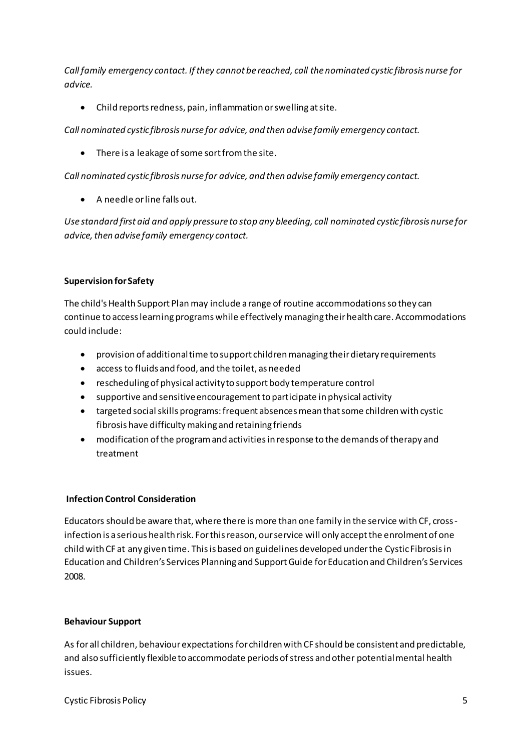*Call family emergency contact. If they cannot be reached, call the nominated cystic fibrosis nurse for advice.*

- Child reports redness, pain, inflammation or swelling at site.

*Call nominated cystic fibrosis nurse for advice, and then advise family emergency contact.*

- There is a leakage of some sort from the site.

*Call nominated cystic fibrosis nurse for advice, and then advise family emergency contact.*

- A needle or line falls out.

*Use standard first aid and apply pressure to stop any bleeding, call nominated cystic fibrosis nurse for advice, then advise family emergency contact.*

**Supervision for Safety**

The child's Health Support Plan may include a range of routine accommodations so they can continue to access learning programs while effectively managing their health care. Accommodations could include:

- provision of additional time to support children managing their dietary requirements
- access to fluids and food, and the toilet, as needed
- rescheduling of physical activity to support body temperature control
- supportive and sensitive encouragement to participate in physical activity
- targeted social skills programs: frequent absences mean that some children with cystic fibrosis have difficulty making and retaining friends
- modification of the program and activities in response to the demands of therapy and treatment

**Infection Control Consideration**

Educators should be aware that, where there is more than one family in the service with CF, cross-infection is a serious health risk. For this reason, our service will only accept the enrolment of one child with CF at any given time. This is based on guidelines developed under the Cystic Fibrosis in Education and Children's Services Planning and Support Guide for Education and Children's Services 2008.

**Behaviour Support**

As for all children, behaviour expectations for children with CF should be consistent and predictable, and also sufficiently flexible to accommodate periods of stress and other potential mental health issues.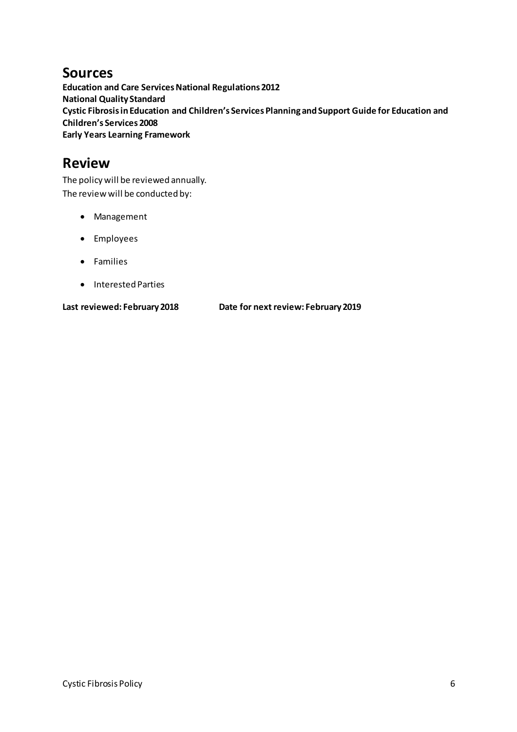## Sources

**Education and Care Services National Regulations 2012**
**National Quality Standard**
**Cystic Fibrosis in Education and Children's Services Planning and Support Guide for Education and Children's Services 2008**
**Early Years Learning Framework**

## Review

The policy will be reviewed annually.
The review will be conducted by:

- Management
- Employees
- Families
- Interested Parties

**Last reviewed: February 2018** **Date for next review: February 2019**